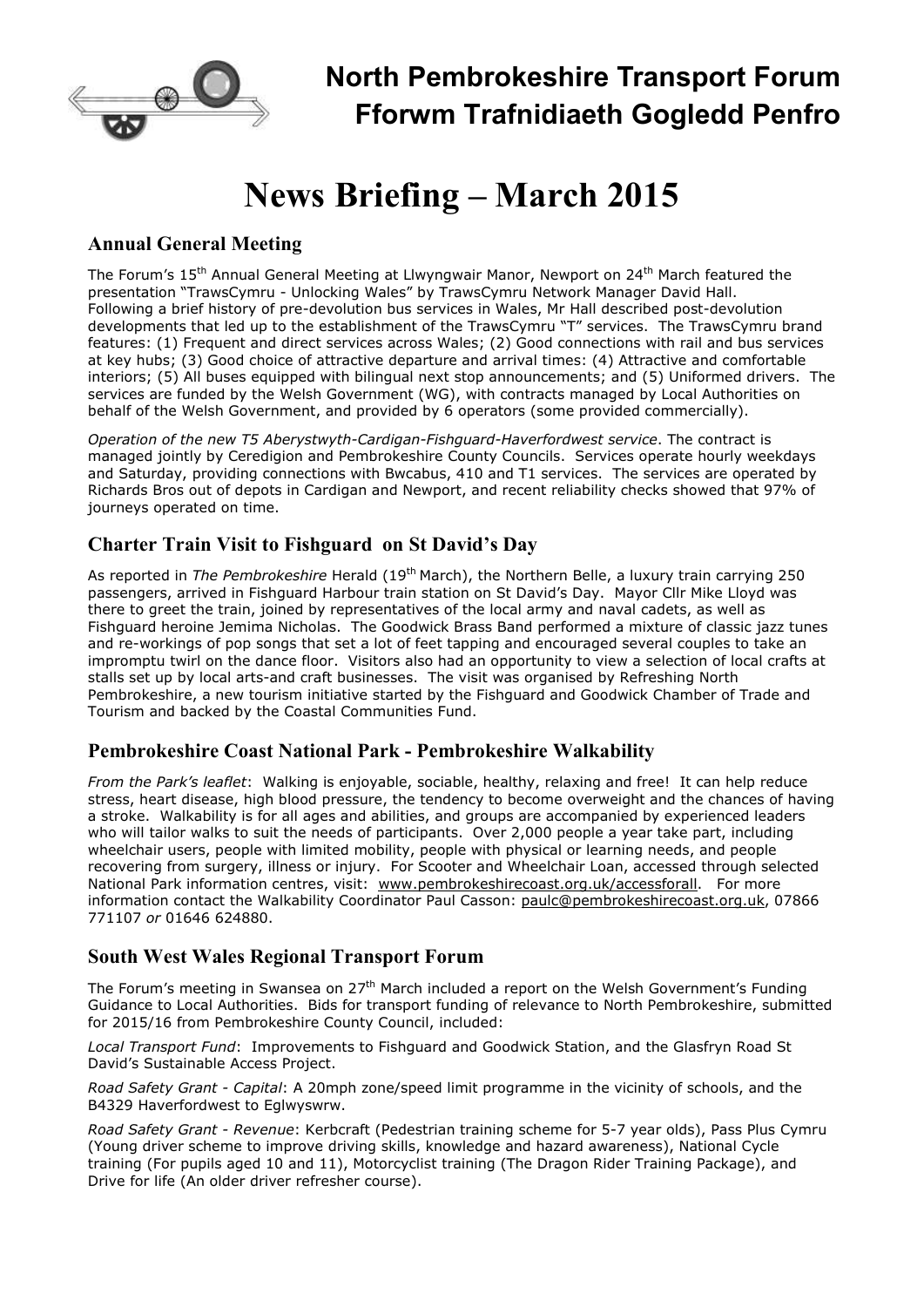# North Pembrokeshire Transport Forum
# Fforwm Trafnidiaeth Gogledd Penfro

# News Briefing – March 2015

## Annual General Meeting

The Forum's 15th Annual General Meeting at Llwyngwair Manor, Newport on 24th March featured the presentation "TrawsCymru - Unlocking Wales" by TrawsCymru Network Manager David Hall. Following a brief history of pre-devolution bus services in Wales, Mr Hall described post-devolution developments that led up to the establishment of the TrawsCymru "T" services. The TrawsCymru brand features: (1) Frequent and direct services across Wales; (2) Good connections with rail and bus services at key hubs; (3) Good choice of attractive departure and arrival times: (4) Attractive and comfortable interiors; (5) All buses equipped with bilingual next stop announcements; and (5) Uniformed drivers. The services are funded by the Welsh Government (WG), with contracts managed by Local Authorities on behalf of the Welsh Government, and provided by 6 operators (some provided commercially).

*Operation of the new T5 Aberystwyth-Cardigan-Fishguard-Haverfordwest service*. The contract is managed jointly by Ceredigion and Pembrokeshire County Councils. Services operate hourly weekdays and Saturday, providing connections with Bwcabus, 410 and T1 services. The services are operated by Richards Bros out of depots in Cardigan and Newport, and recent reliability checks showed that 97% of journeys operated on time.

## Charter Train Visit to Fishguard on St David's Day

As reported in *The Pembrokeshire* Herald (19th March), the Northern Belle, a luxury train carrying 250 passengers, arrived in Fishguard Harbour train station on St David's Day. Mayor Cllr Mike Lloyd was there to greet the train, joined by representatives of the local army and naval cadets, as well as Fishguard heroine Jemima Nicholas. The Goodwick Brass Band performed a mixture of classic jazz tunes and re-workings of pop songs that set a lot of feet tapping and encouraged several couples to take an impromptu twirl on the dance floor. Visitors also had an opportunity to view a selection of local crafts at stalls set up by local arts-and craft businesses. The visit was organised by Refreshing North Pembrokeshire, a new tourism initiative started by the Fishguard and Goodwick Chamber of Trade and Tourism and backed by the Coastal Communities Fund.

## Pembrokeshire Coast National Park - Pembrokeshire Walkability

*From the Park's leaflet*: Walking is enjoyable, sociable, healthy, relaxing and free! It can help reduce stress, heart disease, high blood pressure, the tendency to become overweight and the chances of having a stroke. Walkability is for all ages and abilities, and groups are accompanied by experienced leaders who will tailor walks to suit the needs of participants. Over 2,000 people a year take part, including wheelchair users, people with limited mobility, people with physical or learning needs, and people recovering from surgery, illness or injury. For Scooter and Wheelchair Loan, accessed through selected National Park information centres, visit: www.pembrokeshirecoast.org.uk/accessforall. For more information contact the Walkability Coordinator Paul Casson: paulc@pembrokeshirecoast.org.uk, 07866 771107 *or* 01646 624880.

## South West Wales Regional Transport Forum

The Forum's meeting in Swansea on 27th March included a report on the Welsh Government's Funding Guidance to Local Authorities. Bids for transport funding of relevance to North Pembrokeshire, submitted for 2015/16 from Pembrokeshire County Council, included:

*Local Transport Fund*: Improvements to Fishguard and Goodwick Station, and the Glasfryn Road St David's Sustainable Access Project.

*Road Safety Grant - Capital*: A 20mph zone/speed limit programme in the vicinity of schools, and the B4329 Haverfordwest to Eglwyswrw.

*Road Safety Grant - Revenue*: Kerbcraft (Pedestrian training scheme for 5-7 year olds), Pass Plus Cymru (Young driver scheme to improve driving skills, knowledge and hazard awareness), National Cycle training (For pupils aged 10 and 11), Motorcyclist training (The Dragon Rider Training Package), and Drive for life (An older driver refresher course).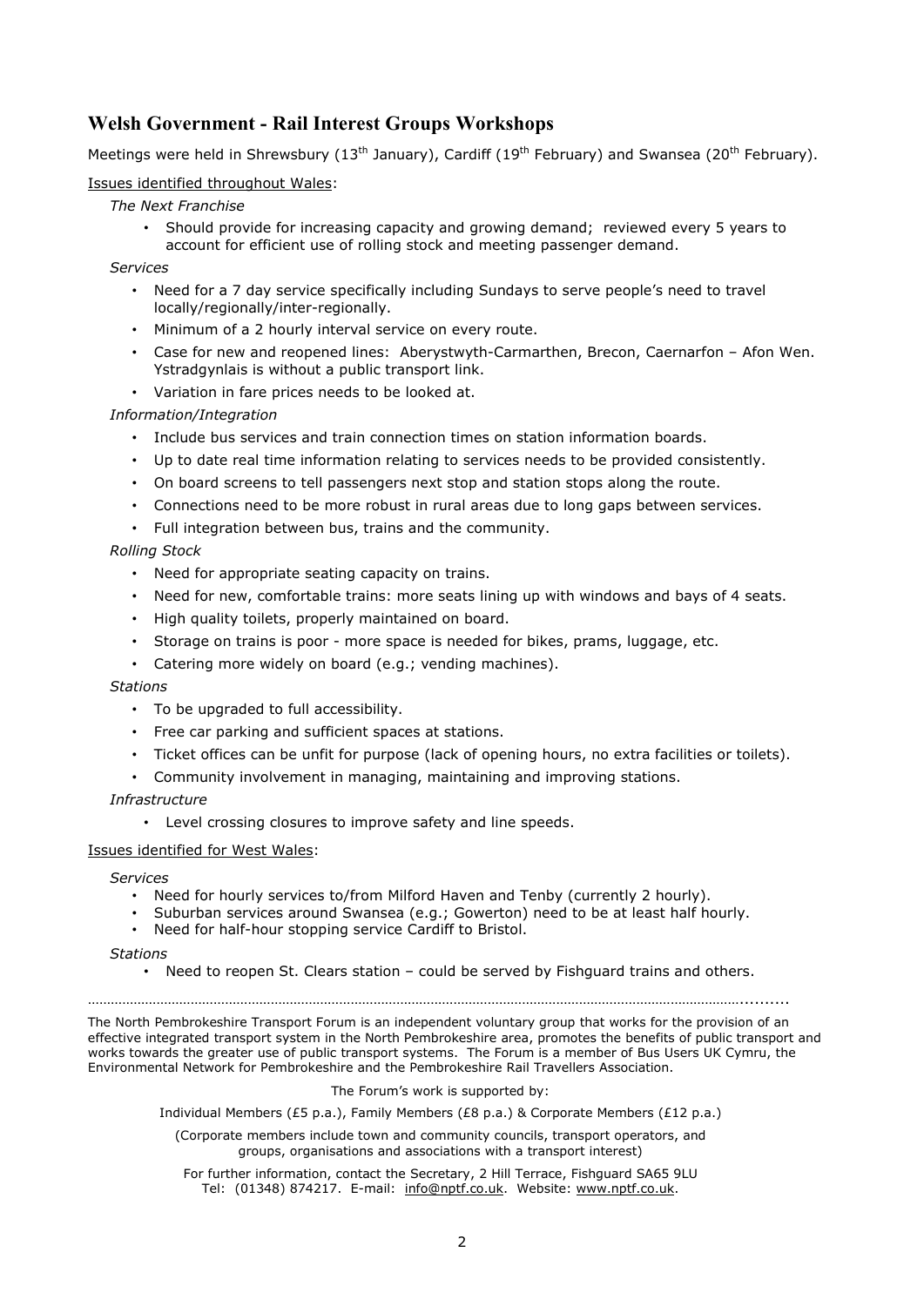## Welsh Government - Rail Interest Groups Workshops

Meetings were held in Shrewsbury (13th January), Cardiff (19th February) and Swansea (20th February).

Issues identified throughout Wales:

*The Next Franchise*

- Should provide for increasing capacity and growing demand; reviewed every 5 years to account for efficient use of rolling stock and meeting passenger demand.

*Services*

- Need for a 7 day service specifically including Sundays to serve people's need to travel locally/regionally/inter-regionally.
- Minimum of a 2 hourly interval service on every route.
- Case for new and reopened lines: Aberystwyth-Carmarthen, Brecon, Caernarfon – Afon Wen. Ystradgynlais is without a public transport link.
- Variation in fare prices needs to be looked at.

*Information/Integration*

- Include bus services and train connection times on station information boards.
- Up to date real time information relating to services needs to be provided consistently.
- On board screens to tell passengers next stop and station stops along the route.
- Connections need to be more robust in rural areas due to long gaps between services.
- Full integration between bus, trains and the community.

*Rolling Stock*

- Need for appropriate seating capacity on trains.
- Need for new, comfortable trains: more seats lining up with windows and bays of 4 seats.
- High quality toilets, properly maintained on board.
- Storage on trains is poor - more space is needed for bikes, prams, luggage, etc.
- Catering more widely on board (e.g.; vending machines).

*Stations*

- To be upgraded to full accessibility.
- Free car parking and sufficient spaces at stations.
- Ticket offices can be unfit for purpose (lack of opening hours, no extra facilities or toilets).
- Community involvement in managing, maintaining and improving stations.

*Infrastructure*

- Level crossing closures to improve safety and line speeds.

Issues identified for West Wales:

*Services*

- Need for hourly services to/from Milford Haven and Tenby (currently 2 hourly).
- Suburban services around Swansea (e.g.; Gowerton) need to be at least half hourly.
- Need for half-hour stopping service Cardiff to Bristol.

*Stations*

- Need to reopen St. Clears station – could be served by Fishguard trains and others.

---

The North Pembrokeshire Transport Forum is an independent voluntary group that works for the provision of an effective integrated transport system in the North Pembrokeshire area, promotes the benefits of public transport and works towards the greater use of public transport systems. The Forum is a member of Bus Users UK Cymru, the Environmental Network for Pembrokeshire and the Pembrokeshire Rail Travellers Association.

The Forum's work is supported by:

Individual Members (£5 p.a.), Family Members (£8 p.a.) & Corporate Members (£12 p.a.)

(Corporate members include town and community councils, transport operators, and groups, organisations and associations with a transport interest)

For further information, contact the Secretary, 2 Hill Terrace, Fishguard SA65 9LU
Tel: (01348) 874217. E-mail: info@nptf.co.uk. Website: www.nptf.co.uk.